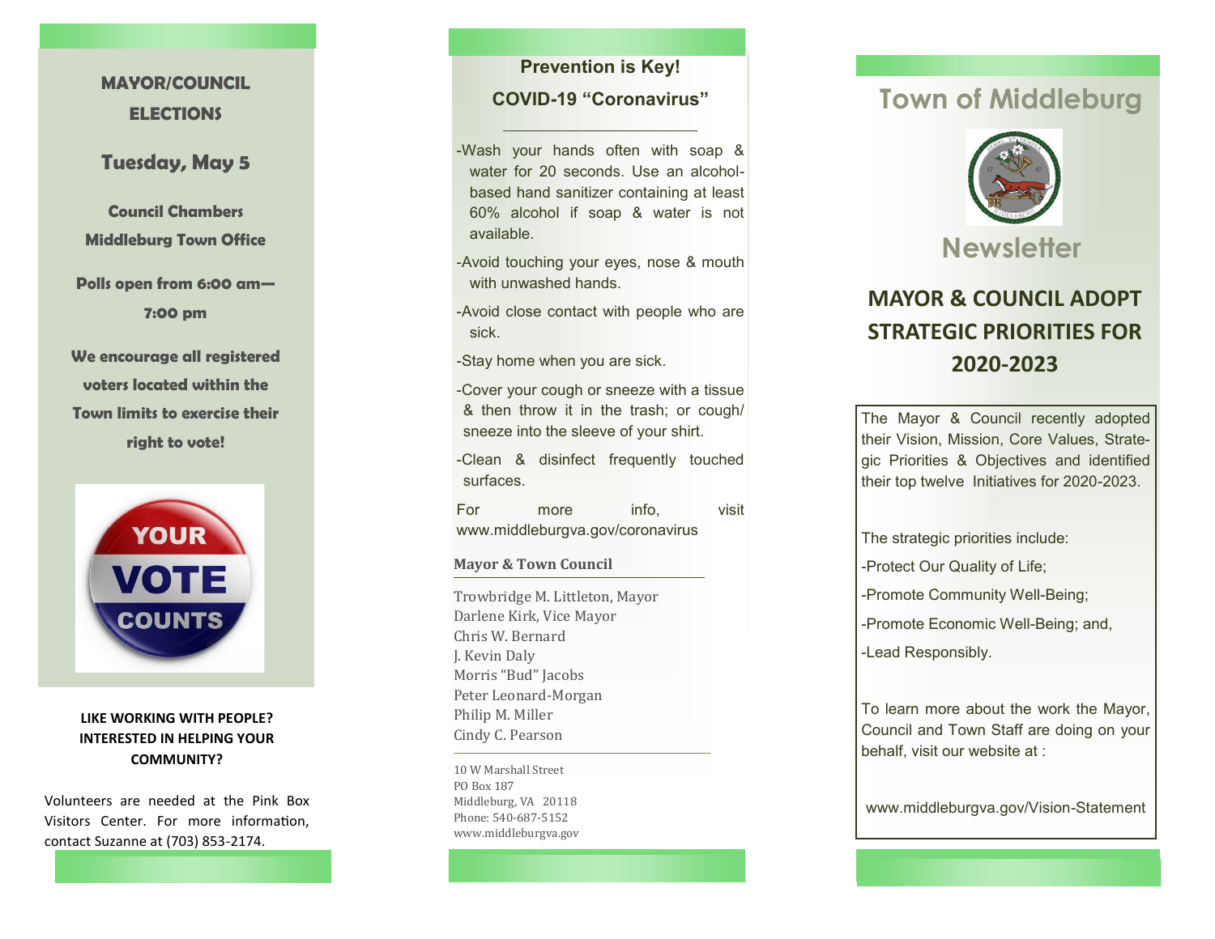## MAYOR/COUNCIL ELECTIONS

**Tuesday, May 5**

**Council Chambers**
**Middleburg Town Office**

**Polls open from 6:00 am—7:00 pm**

**We encourage all registered voters located within the Town limits to exercise their right to vote!**

**LIKE WORKING WITH PEOPLE? INTERESTED IN HELPING YOUR COMMUNITY?**

Volunteers are needed at the Pink Box Visitors Center. For more information, contact Suzanne at (703) 853-2174.

## Prevention is Key!

## COVID-19 "Coronavirus"

- Wash your hands often with soap & water for 20 seconds. Use an alcohol-based hand sanitizer containing at least 60% alcohol if soap & water is not available.
- Avoid touching your eyes, nose & mouth with unwashed hands.
- Avoid close contact with people who are sick.
- Stay home when you are sick.
- Cover your cough or sneeze with a tissue & then throw it in the trash; or cough/sneeze into the sleeve of your shirt.
- Clean & disinfect frequently touched surfaces.

For more info, visit www.middleburgva.gov/coronavirus

**Mayor & Town Council**

Trowbridge M. Littleton, Mayor
Darlene Kirk, Vice Mayor
Chris W. Bernard
J. Kevin Daly
Morris "Bud" Jacobs
Peter Leonard-Morgan
Philip M. Miller
Cindy C. Pearson

10 W Marshall Street
PO Box 187
Middleburg, VA 20118
Phone: 540-687-5152
www.middleburgva.gov

# Town of Middleburg

# Newsletter

## MAYOR & COUNCIL ADOPT STRATEGIC PRIORITIES FOR 2020-2023

The Mayor & Council recently adopted their Vision, Mission, Core Values, Strategic Priorities & Objectives and identified their top twelve Initiatives for 2020-2023.

The strategic priorities include:

- Protect Our Quality of Life;
- Promote Community Well-Being;
- Promote Economic Well-Being; and,
- Lead Responsibly.

To learn more about the work the Mayor, Council and Town Staff are doing on your behalf, visit our website at :

www.middleburgva.gov/Vision-Statement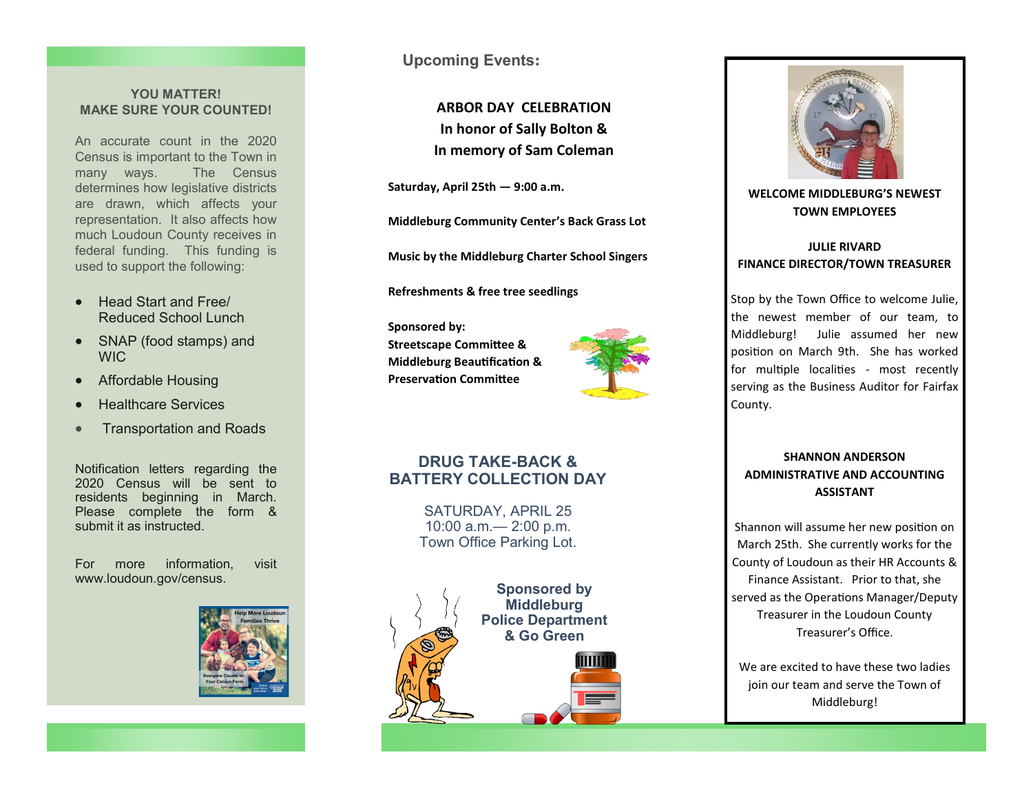### YOU MATTER!
### MAKE SURE YOUR COUNTED!

An accurate count in the 2020 Census is important to the Town in many ways. The Census determines how legislative districts are drawn, which affects your representation. It also affects how much Loudoun County receives in federal funding. This funding is used to support the following:

- Head Start and Free/ Reduced School Lunch
- SNAP (food stamps) and WIC
- Affordable Housing
- Healthcare Services
- Transportation and Roads

Notification letters regarding the 2020 Census will be sent to residents beginning in March. Please complete the form & submit it as instructed.

For more information, visit www.loudoun.gov/census.

## Upcoming Events:

### ARBOR DAY CELEBRATION
### In honor of Sally Bolton &
### In memory of Sam Coleman

**Saturday, April 25th — 9:00 a.m.**

**Middleburg Community Center's Back Grass Lot**

**Music by the Middleburg Charter School Singers**

**Refreshments & free tree seedlings**

**Sponsored by:**
**Streetscape Committee &**
**Middleburg Beautification &**
**Preservation Committee**

### DRUG TAKE-BACK & BATTERY COLLECTION DAY

SATURDAY, APRIL 25
10:00 a.m.— 2:00 p.m.
Town Office Parking Lot.

**Sponsored by Middleburg Police Department & Go Green**

### WELCOME MIDDLEBURG'S NEWEST TOWN EMPLOYEES

**JULIE RIVARD**
**FINANCE DIRECTOR/TOWN TREASURER**

Stop by the Town Office to welcome Julie, the newest member of our team, to Middleburg! Julie assumed her new position on March 9th. She has worked for multiple localities - most recently serving as the Business Auditor for Fairfax County.

**SHANNON ANDERSON**
**ADMINISTRATIVE AND ACCOUNTING ASSISTANT**

Shannon will assume her new position on March 25th. She currently works for the County of Loudoun as their HR Accounts & Finance Assistant. Prior to that, she served as the Operations Manager/Deputy Treasurer in the Loudoun County Treasurer's Office.

We are excited to have these two ladies join our team and serve the Town of Middleburg!